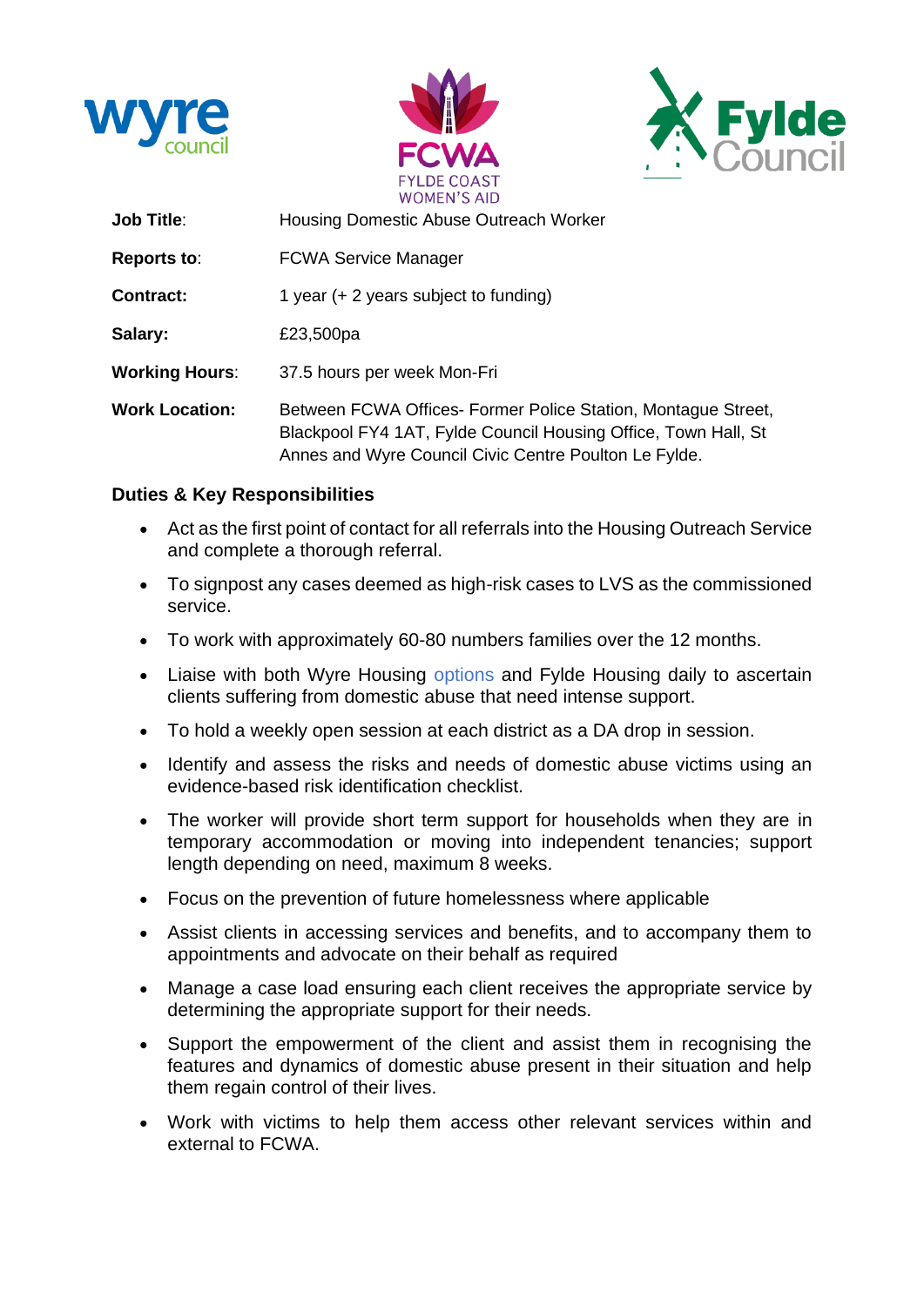**Job Title**: Housing Domestic Abuse Outreach Worker

**Reports to**: FCWA Service Manager

**Contract:** 1 year (+ 2 years subject to funding)

**Salary:** £23,500pa

**Working Hours**: 37.5 hours per week Mon-Fri

**Work Location:** Between FCWA Offices- Former Police Station, Montague Street, Blackpool FY4 1AT, Fylde Council Housing Office, Town Hall, St Annes and Wyre Council Civic Centre Poulton Le Fylde.

### Duties & Key Responsibilities

- Act as the first point of contact for all referrals into the Housing Outreach Service and complete a thorough referral.
- To signpost any cases deemed as high-risk cases to LVS as the commissioned service.
- To work with approximately 60-80 numbers families over the 12 months.
- Liaise with both Wyre Housing options and Fylde Housing daily to ascertain clients suffering from domestic abuse that need intense support.
- To hold a weekly open session at each district as a DA drop in session.
- Identify and assess the risks and needs of domestic abuse victims using an evidence-based risk identification checklist.
- The worker will provide short term support for households when they are in temporary accommodation or moving into independent tenancies; support length depending on need, maximum 8 weeks.
- Focus on the prevention of future homelessness where applicable
- Assist clients in accessing services and benefits, and to accompany them to appointments and advocate on their behalf as required
- Manage a case load ensuring each client receives the appropriate service by determining the appropriate support for their needs.
- Support the empowerment of the client and assist them in recognising the features and dynamics of domestic abuse present in their situation and help them regain control of their lives.
- Work with victims to help them access other relevant services within and external to FCWA.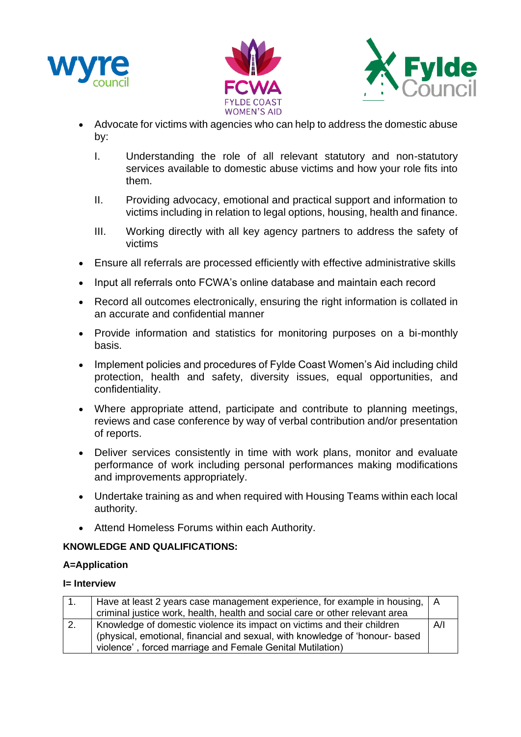- Advocate for victims with agencies who can help to address the domestic abuse by:

  I. Understanding the role of all relevant statutory and non-statutory services available to domestic abuse victims and how your role fits into them.

  II. Providing advocacy, emotional and practical support and information to victims including in relation to legal options, housing, health and finance.

  III. Working directly with all key agency partners to address the safety of victims

- Ensure all referrals are processed efficiently with effective administrative skills
- Input all referrals onto FCWA's online database and maintain each record
- Record all outcomes electronically, ensuring the right information is collated in an accurate and confidential manner
- Provide information and statistics for monitoring purposes on a bi-monthly basis.
- Implement policies and procedures of Fylde Coast Women's Aid including child protection, health and safety, diversity issues, equal opportunities, and confidentiality.
- Where appropriate attend, participate and contribute to planning meetings, reviews and case conference by way of verbal contribution and/or presentation of reports.
- Deliver services consistently in time with work plans, monitor and evaluate performance of work including personal performances making modifications and improvements appropriately.
- Undertake training as and when required with Housing Teams within each local authority.
- Attend Homeless Forums within each Authority.

**KNOWLEDGE AND QUALIFICATIONS:**

**A=Application**

**I= Interview**

| | | |
|---|---|---|
| 1. | Have at least 2 years case management experience, for example in housing, criminal justice work, health, health and social care or other relevant area | A |
| 2. | Knowledge of domestic violence its impact on victims and their children (physical, emotional, financial and sexual, with knowledge of 'honour- based violence' , forced marriage and Female Genital Mutilation) | A/I |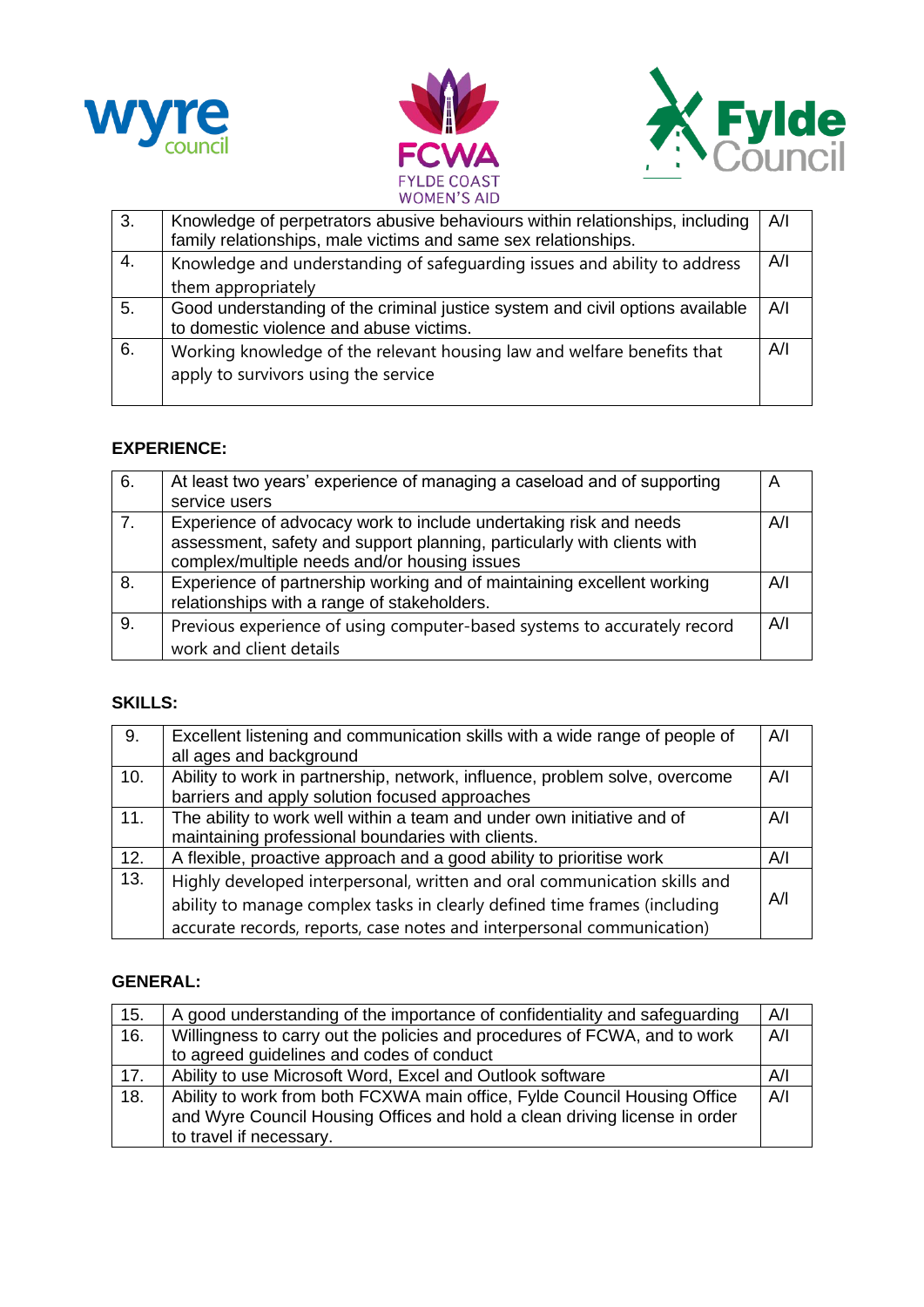| | | |
|---|---|---|
| 3. | Knowledge of perpetrators abusive behaviours within relationships, including family relationships, male victims and same sex relationships. | A/I |
| 4. | Knowledge and understanding of safeguarding issues and ability to address them appropriately | A/I |
| 5. | Good understanding of the criminal justice system and civil options available to domestic violence and abuse victims. | A/I |
| 6. | Working knowledge of the relevant housing law and welfare benefits that apply to survivors using the service | A/I |

**EXPERIENCE:**

| | | |
|---|---|---|
| 6. | At least two years' experience of managing a caseload and of supporting service users | A |
| 7. | Experience of advocacy work to include undertaking risk and needs assessment, safety and support planning, particularly with clients with complex/multiple needs and/or housing issues | A/I |
| 8. | Experience of partnership working and of maintaining excellent working relationships with a range of stakeholders. | A/I |
| 9. | Previous experience of using computer-based systems to accurately record work and client details | A/I |

**SKILLS:**

| | | |
|---|---|---|
| 9. | Excellent listening and communication skills with a wide range of people of all ages and background | A/I |
| 10. | Ability to work in partnership, network, influence, problem solve, overcome barriers and apply solution focused approaches | A/I |
| 11. | The ability to work well within a team and under own initiative and of maintaining professional boundaries with clients. | A/I |
| 12. | A flexible, proactive approach and a good ability to prioritise work | A/I |
| 13. | Highly developed interpersonal, written and oral communication skills and ability to manage complex tasks in clearly defined time frames (including accurate records, reports, case notes and interpersonal communication) | A/I |

**GENERAL:**

| | | |
|---|---|---|
| 15. | A good understanding of the importance of confidentiality and safeguarding | A/I |
| 16. | Willingness to carry out the policies and procedures of FCWA, and to work to agreed guidelines and codes of conduct | A/I |
| 17. | Ability to use Microsoft Word, Excel and Outlook software | A/I |
| 18. | Ability to work from both FCXWA main office, Fylde Council Housing Office and Wyre Council Housing Offices and hold a clean driving license in order to travel if necessary. | A/I |